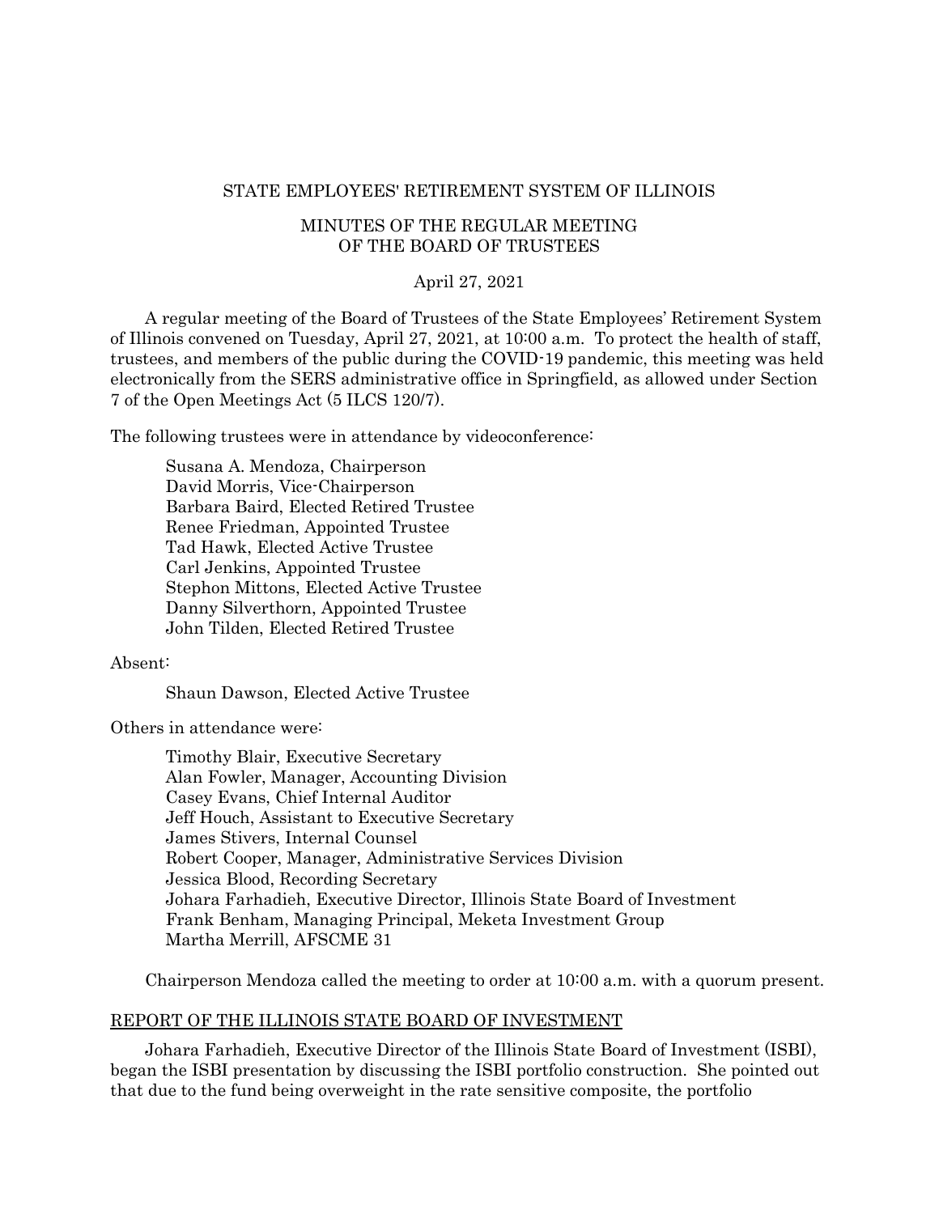STATE EMPLOYEES' RETIREMENT SYSTEM OF ILLINOIS

MINUTES OF THE REGULAR MEETING
OF THE BOARD OF TRUSTEES

April 27, 2021

A regular meeting of the Board of Trustees of the State Employees' Retirement System of Illinois convened on Tuesday, April 27, 2021, at 10:00 a.m. To protect the health of staff, trustees, and members of the public during the COVID-19 pandemic, this meeting was held electronically from the SERS administrative office in Springfield, as allowed under Section 7 of the Open Meetings Act (5 ILCS 120/7).

The following trustees were in attendance by videoconference:

Susana A. Mendoza, Chairperson
David Morris, Vice-Chairperson
Barbara Baird, Elected Retired Trustee
Renee Friedman, Appointed Trustee
Tad Hawk, Elected Active Trustee
Carl Jenkins, Appointed Trustee
Stephon Mittons, Elected Active Trustee
Danny Silverthorn, Appointed Trustee
John Tilden, Elected Retired Trustee

Absent:

Shaun Dawson, Elected Active Trustee

Others in attendance were:

Timothy Blair, Executive Secretary
Alan Fowler, Manager, Accounting Division
Casey Evans, Chief Internal Auditor
Jeff Houch, Assistant to Executive Secretary
James Stivers, Internal Counsel
Robert Cooper, Manager, Administrative Services Division
Jessica Blood, Recording Secretary
Johara Farhadieh, Executive Director, Illinois State Board of Investment
Frank Benham, Managing Principal, Meketa Investment Group
Martha Merrill, AFSCME 31

Chairperson Mendoza called the meeting to order at 10:00 a.m. with a quorum present.

REPORT OF THE ILLINOIS STATE BOARD OF INVESTMENT

Johara Farhadieh, Executive Director of the Illinois State Board of Investment (ISBI), began the ISBI presentation by discussing the ISBI portfolio construction. She pointed out that due to the fund being overweight in the rate sensitive composite, the portfolio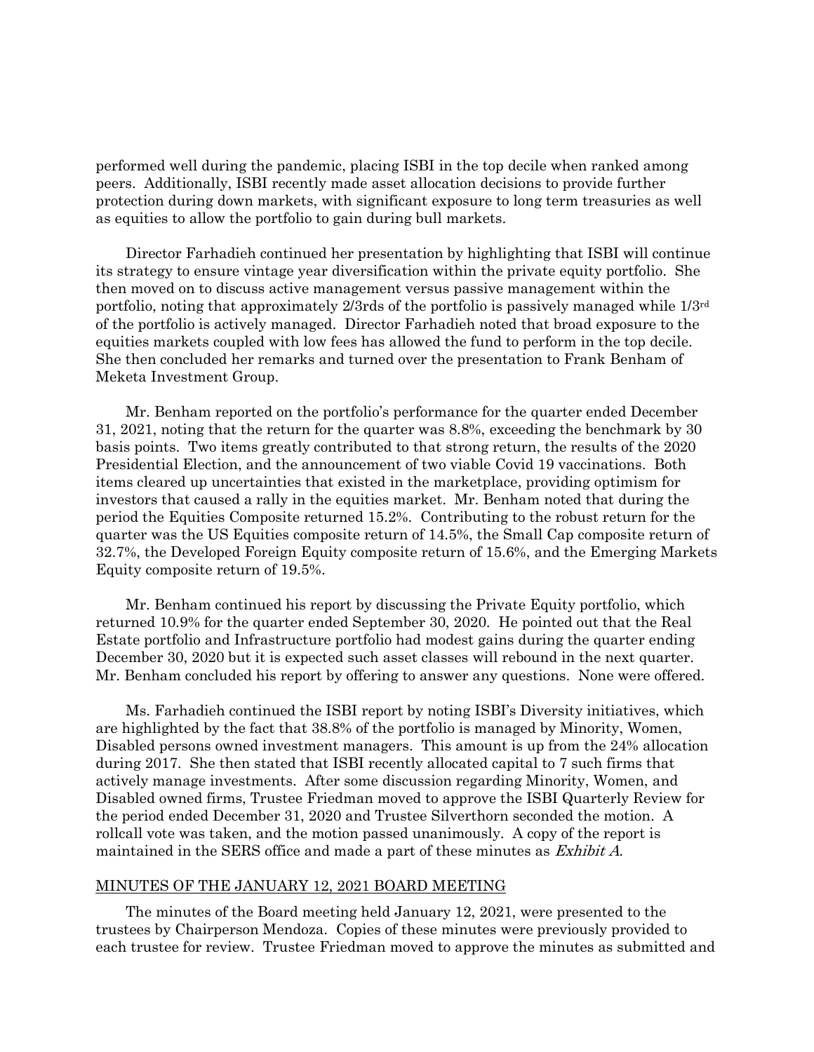performed well during the pandemic, placing ISBI in the top decile when ranked among peers. Additionally, ISBI recently made asset allocation decisions to provide further protection during down markets, with significant exposure to long term treasuries as well as equities to allow the portfolio to gain during bull markets.

Director Farhadieh continued her presentation by highlighting that ISBI will continue its strategy to ensure vintage year diversification within the private equity portfolio. She then moved on to discuss active management versus passive management within the portfolio, noting that approximately 2/3rds of the portfolio is passively managed while 1/3rd of the portfolio is actively managed. Director Farhadieh noted that broad exposure to the equities markets coupled with low fees has allowed the fund to perform in the top decile. She then concluded her remarks and turned over the presentation to Frank Benham of Meketa Investment Group.

Mr. Benham reported on the portfolio's performance for the quarter ended December 31, 2021, noting that the return for the quarter was 8.8%, exceeding the benchmark by 30 basis points. Two items greatly contributed to that strong return, the results of the 2020 Presidential Election, and the announcement of two viable Covid 19 vaccinations. Both items cleared up uncertainties that existed in the marketplace, providing optimism for investors that caused a rally in the equities market. Mr. Benham noted that during the period the Equities Composite returned 15.2%. Contributing to the robust return for the quarter was the US Equities composite return of 14.5%, the Small Cap composite return of 32.7%, the Developed Foreign Equity composite return of 15.6%, and the Emerging Markets Equity composite return of 19.5%.

Mr. Benham continued his report by discussing the Private Equity portfolio, which returned 10.9% for the quarter ended September 30, 2020. He pointed out that the Real Estate portfolio and Infrastructure portfolio had modest gains during the quarter ending December 30, 2020 but it is expected such asset classes will rebound in the next quarter. Mr. Benham concluded his report by offering to answer any questions. None were offered.

Ms. Farhadieh continued the ISBI report by noting ISBI's Diversity initiatives, which are highlighted by the fact that 38.8% of the portfolio is managed by Minority, Women, Disabled persons owned investment managers. This amount is up from the 24% allocation during 2017. She then stated that ISBI recently allocated capital to 7 such firms that actively manage investments. After some discussion regarding Minority, Women, and Disabled owned firms, Trustee Friedman moved to approve the ISBI Quarterly Review for the period ended December 31, 2020 and Trustee Silverthorn seconded the motion. A rollcall vote was taken, and the motion passed unanimously. A copy of the report is maintained in the SERS office and made a part of these minutes as *Exhibit A*.

## MINUTES OF THE JANUARY 12, 2021 BOARD MEETING

The minutes of the Board meeting held January 12, 2021, were presented to the trustees by Chairperson Mendoza. Copies of these minutes were previously provided to each trustee for review. Trustee Friedman moved to approve the minutes as submitted and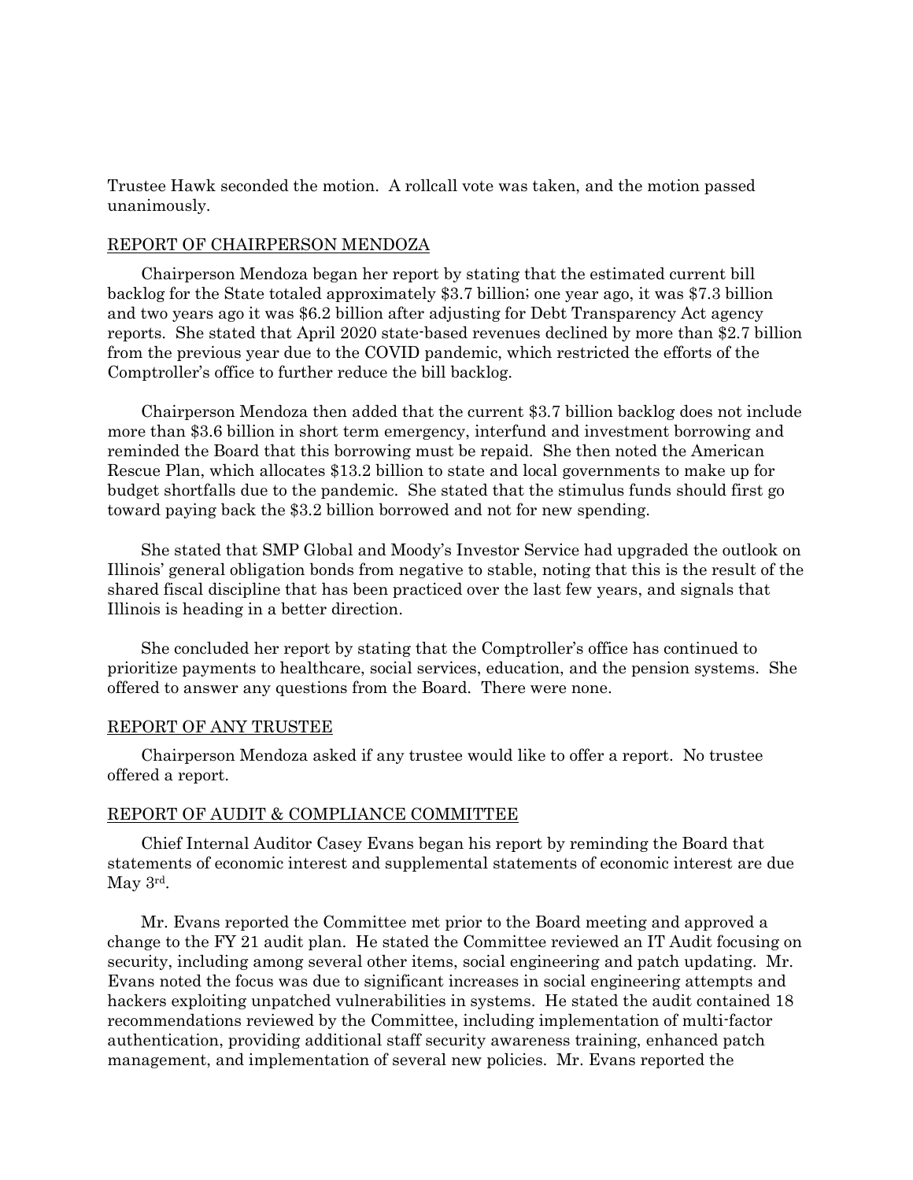Trustee Hawk seconded the motion. A rollcall vote was taken, and the motion passed unanimously.

## REPORT OF CHAIRPERSON MENDOZA

Chairperson Mendoza began her report by stating that the estimated current bill backlog for the State totaled approximately \$3.7 billion; one year ago, it was \$7.3 billion and two years ago it was \$6.2 billion after adjusting for Debt Transparency Act agency reports. She stated that April 2020 state-based revenues declined by more than \$2.7 billion from the previous year due to the COVID pandemic, which restricted the efforts of the Comptroller's office to further reduce the bill backlog.

Chairperson Mendoza then added that the current \$3.7 billion backlog does not include more than \$3.6 billion in short term emergency, interfund and investment borrowing and reminded the Board that this borrowing must be repaid. She then noted the American Rescue Plan, which allocates \$13.2 billion to state and local governments to make up for budget shortfalls due to the pandemic. She stated that the stimulus funds should first go toward paying back the \$3.2 billion borrowed and not for new spending.

She stated that SMP Global and Moody's Investor Service had upgraded the outlook on Illinois' general obligation bonds from negative to stable, noting that this is the result of the shared fiscal discipline that has been practiced over the last few years, and signals that Illinois is heading in a better direction.

She concluded her report by stating that the Comptroller's office has continued to prioritize payments to healthcare, social services, education, and the pension systems. She offered to answer any questions from the Board. There were none.

## REPORT OF ANY TRUSTEE

Chairperson Mendoza asked if any trustee would like to offer a report. No trustee offered a report.

## REPORT OF AUDIT & COMPLIANCE COMMITTEE

Chief Internal Auditor Casey Evans began his report by reminding the Board that statements of economic interest and supplemental statements of economic interest are due May 3rd.

Mr. Evans reported the Committee met prior to the Board meeting and approved a change to the FY 21 audit plan. He stated the Committee reviewed an IT Audit focusing on security, including among several other items, social engineering and patch updating. Mr. Evans noted the focus was due to significant increases in social engineering attempts and hackers exploiting unpatched vulnerabilities in systems. He stated the audit contained 18 recommendations reviewed by the Committee, including implementation of multi-factor authentication, providing additional staff security awareness training, enhanced patch management, and implementation of several new policies. Mr. Evans reported the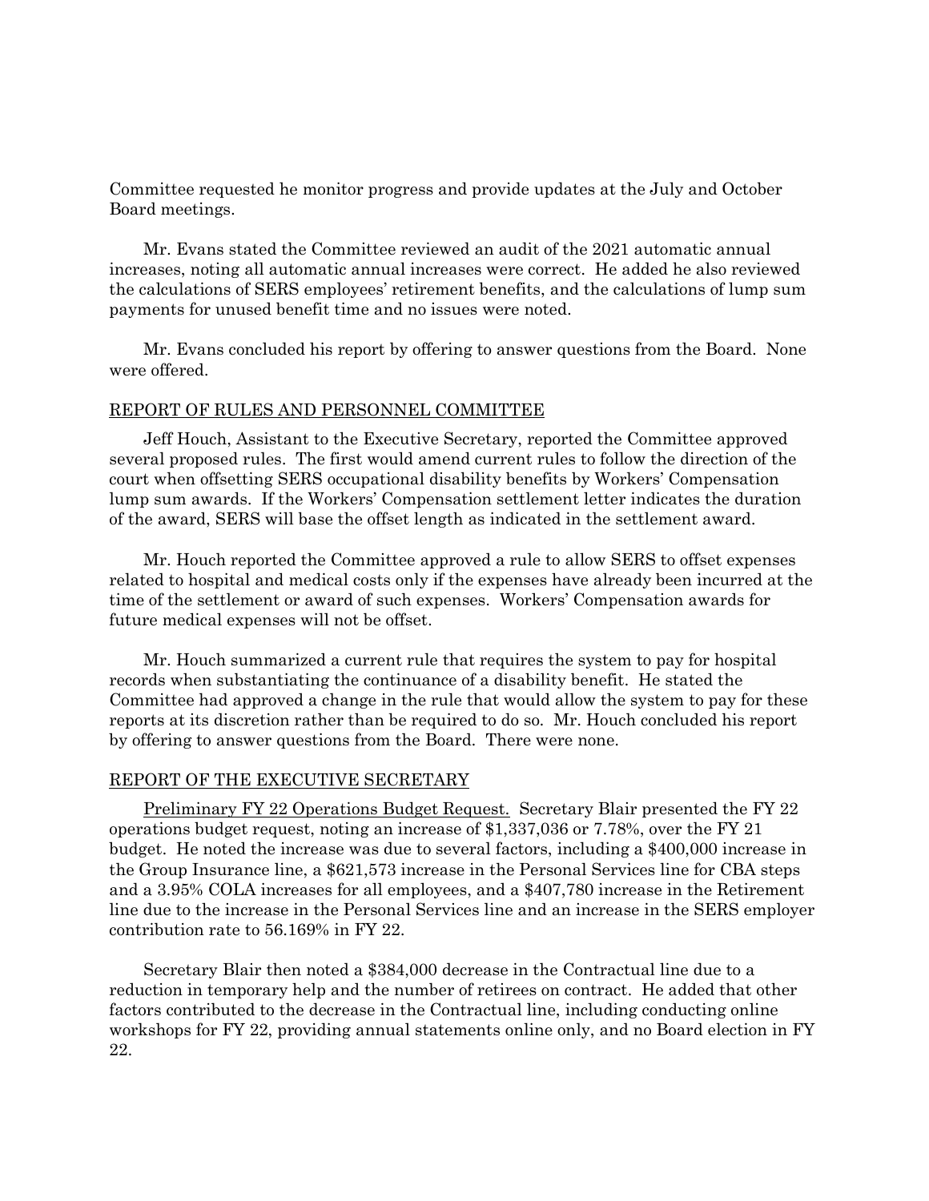Committee requested he monitor progress and provide updates at the July and October Board meetings.

Mr. Evans stated the Committee reviewed an audit of the 2021 automatic annual increases, noting all automatic annual increases were correct. He added he also reviewed the calculations of SERS employees' retirement benefits, and the calculations of lump sum payments for unused benefit time and no issues were noted.

Mr. Evans concluded his report by offering to answer questions from the Board. None were offered.

## REPORT OF RULES AND PERSONNEL COMMITTEE

Jeff Houch, Assistant to the Executive Secretary, reported the Committee approved several proposed rules. The first would amend current rules to follow the direction of the court when offsetting SERS occupational disability benefits by Workers' Compensation lump sum awards. If the Workers' Compensation settlement letter indicates the duration of the award, SERS will base the offset length as indicated in the settlement award.

Mr. Houch reported the Committee approved a rule to allow SERS to offset expenses related to hospital and medical costs only if the expenses have already been incurred at the time of the settlement or award of such expenses. Workers' Compensation awards for future medical expenses will not be offset.

Mr. Houch summarized a current rule that requires the system to pay for hospital records when substantiating the continuance of a disability benefit. He stated the Committee had approved a change in the rule that would allow the system to pay for these reports at its discretion rather than be required to do so. Mr. Houch concluded his report by offering to answer questions from the Board. There were none.

## REPORT OF THE EXECUTIVE SECRETARY

Preliminary FY 22 Operations Budget Request. Secretary Blair presented the FY 22 operations budget request, noting an increase of $1,337,036 or 7.78%, over the FY 21 budget. He noted the increase was due to several factors, including a $400,000 increase in the Group Insurance line, a $621,573 increase in the Personal Services line for CBA steps and a 3.95% COLA increases for all employees, and a $407,780 increase in the Retirement line due to the increase in the Personal Services line and an increase in the SERS employer contribution rate to 56.169% in FY 22.

Secretary Blair then noted a $384,000 decrease in the Contractual line due to a reduction in temporary help and the number of retirees on contract. He added that other factors contributed to the decrease in the Contractual line, including conducting online workshops for FY 22, providing annual statements online only, and no Board election in FY 22.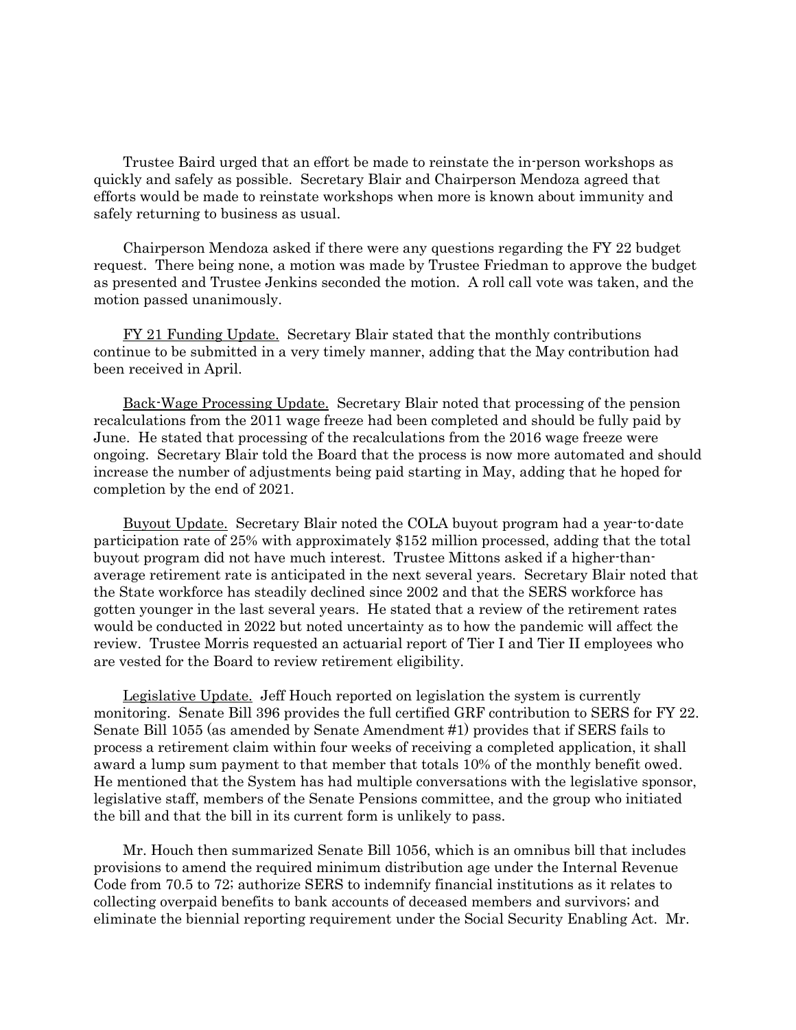Trustee Baird urged that an effort be made to reinstate the in-person workshops as quickly and safely as possible. Secretary Blair and Chairperson Mendoza agreed that efforts would be made to reinstate workshops when more is known about immunity and safely returning to business as usual.

Chairperson Mendoza asked if there were any questions regarding the FY 22 budget request. There being none, a motion was made by Trustee Friedman to approve the budget as presented and Trustee Jenkins seconded the motion. A roll call vote was taken, and the motion passed unanimously.

<u>FY 21 Funding Update.</u> Secretary Blair stated that the monthly contributions continue to be submitted in a very timely manner, adding that the May contribution had been received in April.

<u>Back-Wage Processing Update.</u> Secretary Blair noted that processing of the pension recalculations from the 2011 wage freeze had been completed and should be fully paid by June. He stated that processing of the recalculations from the 2016 wage freeze were ongoing. Secretary Blair told the Board that the process is now more automated and should increase the number of adjustments being paid starting in May, adding that he hoped for completion by the end of 2021.

<u>Buyout Update.</u> Secretary Blair noted the COLA buyout program had a year-to-date participation rate of 25% with approximately $152 million processed, adding that the total buyout program did not have much interest. Trustee Mittons asked if a higher-than-average retirement rate is anticipated in the next several years. Secretary Blair noted that the State workforce has steadily declined since 2002 and that the SERS workforce has gotten younger in the last several years. He stated that a review of the retirement rates would be conducted in 2022 but noted uncertainty as to how the pandemic will affect the review. Trustee Morris requested an actuarial report of Tier I and Tier II employees who are vested for the Board to review retirement eligibility.

<u>Legislative Update.</u> Jeff Houch reported on legislation the system is currently monitoring. Senate Bill 396 provides the full certified GRF contribution to SERS for FY 22. Senate Bill 1055 (as amended by Senate Amendment #1) provides that if SERS fails to process a retirement claim within four weeks of receiving a completed application, it shall award a lump sum payment to that member that totals 10% of the monthly benefit owed. He mentioned that the System has had multiple conversations with the legislative sponsor, legislative staff, members of the Senate Pensions committee, and the group who initiated the bill and that the bill in its current form is unlikely to pass.

Mr. Houch then summarized Senate Bill 1056, which is an omnibus bill that includes provisions to amend the required minimum distribution age under the Internal Revenue Code from 70.5 to 72; authorize SERS to indemnify financial institutions as it relates to collecting overpaid benefits to bank accounts of deceased members and survivors; and eliminate the biennial reporting requirement under the Social Security Enabling Act. Mr.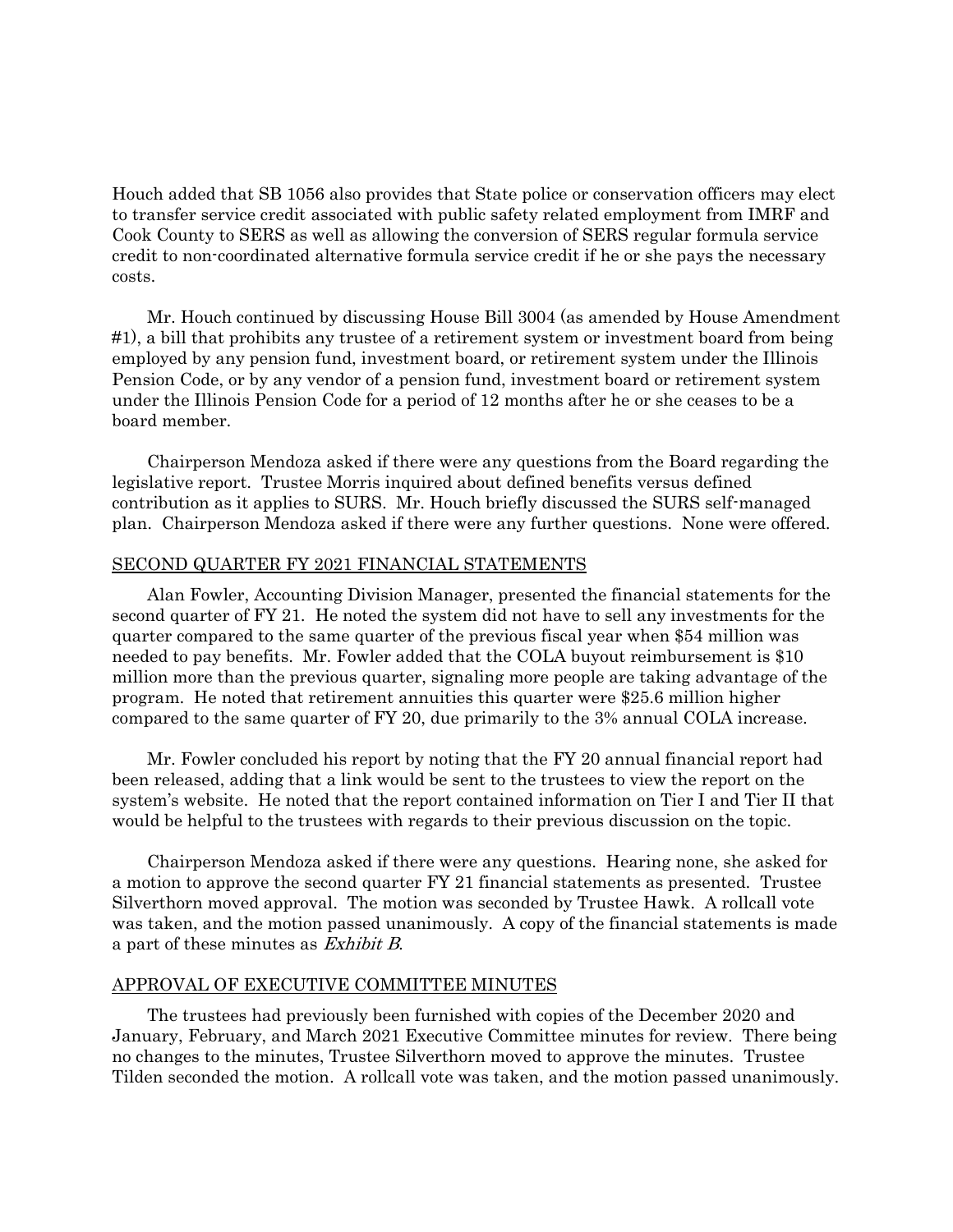Houch added that SB 1056 also provides that State police or conservation officers may elect to transfer service credit associated with public safety related employment from IMRF and Cook County to SERS as well as allowing the conversion of SERS regular formula service credit to non-coordinated alternative formula service credit if he or she pays the necessary costs.

Mr. Houch continued by discussing House Bill 3004 (as amended by House Amendment #1), a bill that prohibits any trustee of a retirement system or investment board from being employed by any pension fund, investment board, or retirement system under the Illinois Pension Code, or by any vendor of a pension fund, investment board or retirement system under the Illinois Pension Code for a period of 12 months after he or she ceases to be a board member.

Chairperson Mendoza asked if there were any questions from the Board regarding the legislative report. Trustee Morris inquired about defined benefits versus defined contribution as it applies to SURS. Mr. Houch briefly discussed the SURS self-managed plan. Chairperson Mendoza asked if there were any further questions. None were offered.

## SECOND QUARTER FY 2021 FINANCIAL STATEMENTS

Alan Fowler, Accounting Division Manager, presented the financial statements for the second quarter of FY 21. He noted the system did not have to sell any investments for the quarter compared to the same quarter of the previous fiscal year when $54 million was needed to pay benefits. Mr. Fowler added that the COLA buyout reimbursement is $10 million more than the previous quarter, signaling more people are taking advantage of the program. He noted that retirement annuities this quarter were $25.6 million higher compared to the same quarter of FY 20, due primarily to the 3% annual COLA increase.

Mr. Fowler concluded his report by noting that the FY 20 annual financial report had been released, adding that a link would be sent to the trustees to view the report on the system's website. He noted that the report contained information on Tier I and Tier II that would be helpful to the trustees with regards to their previous discussion on the topic.

Chairperson Mendoza asked if there were any questions. Hearing none, she asked for a motion to approve the second quarter FY 21 financial statements as presented. Trustee Silverthorn moved approval. The motion was seconded by Trustee Hawk. A rollcall vote was taken, and the motion passed unanimously. A copy of the financial statements is made a part of these minutes as *Exhibit B*.

## APPROVAL OF EXECUTIVE COMMITTEE MINUTES

The trustees had previously been furnished with copies of the December 2020 and January, February, and March 2021 Executive Committee minutes for review. There being no changes to the minutes, Trustee Silverthorn moved to approve the minutes. Trustee Tilden seconded the motion. A rollcall vote was taken, and the motion passed unanimously.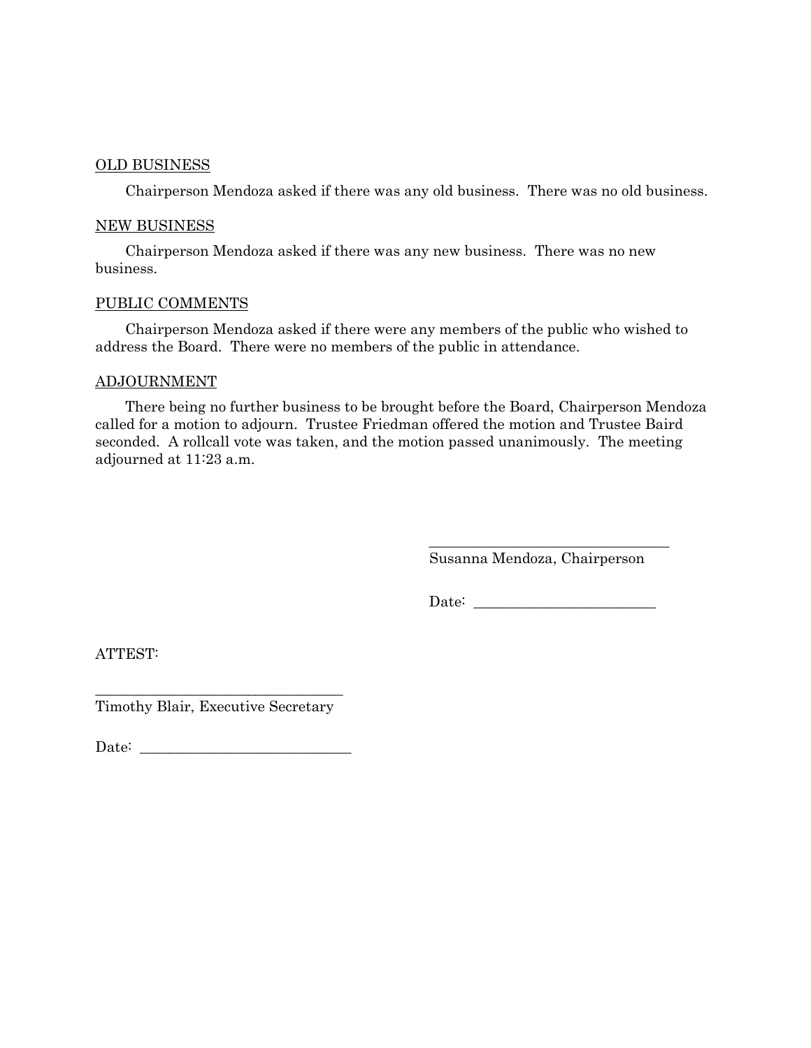<u>OLD BUSINESS</u>

Chairperson Mendoza asked if there was any old business. There was no old business.

<u>NEW BUSINESS</u>

Chairperson Mendoza asked if there was any new business. There was no new business.

<u>PUBLIC COMMENTS</u>

Chairperson Mendoza asked if there were any members of the public who wished to address the Board. There were no members of the public in attendance.

<u>ADJOURNMENT</u>

There being no further business to be brought before the Board, Chairperson Mendoza called for a motion to adjourn. Trustee Friedman offered the motion and Trustee Baird seconded. A rollcall vote was taken, and the motion passed unanimously. The meeting adjourned at 11:23 a.m.

\_\_\_\_\_\_\_\_\_\_\_\_\_\_\_\_\_\_\_\_\_\_\_\_\_\_\_\_\_\_\_\_\_\_
Susanna Mendoza, Chairperson

Date: \_\_\_\_\_\_\_\_\_\_\_\_\_\_\_\_\_\_\_\_\_\_\_\_\_

ATTEST:

\_\_\_\_\_\_\_\_\_\_\_\_\_\_\_\_\_\_\_\_\_\_\_\_\_\_\_\_\_\_\_\_\_\_
Timothy Blair, Executive Secretary

Date: \_\_\_\_\_\_\_\_\_\_\_\_\_\_\_\_\_\_\_\_\_\_\_\_\_\_\_\_\_